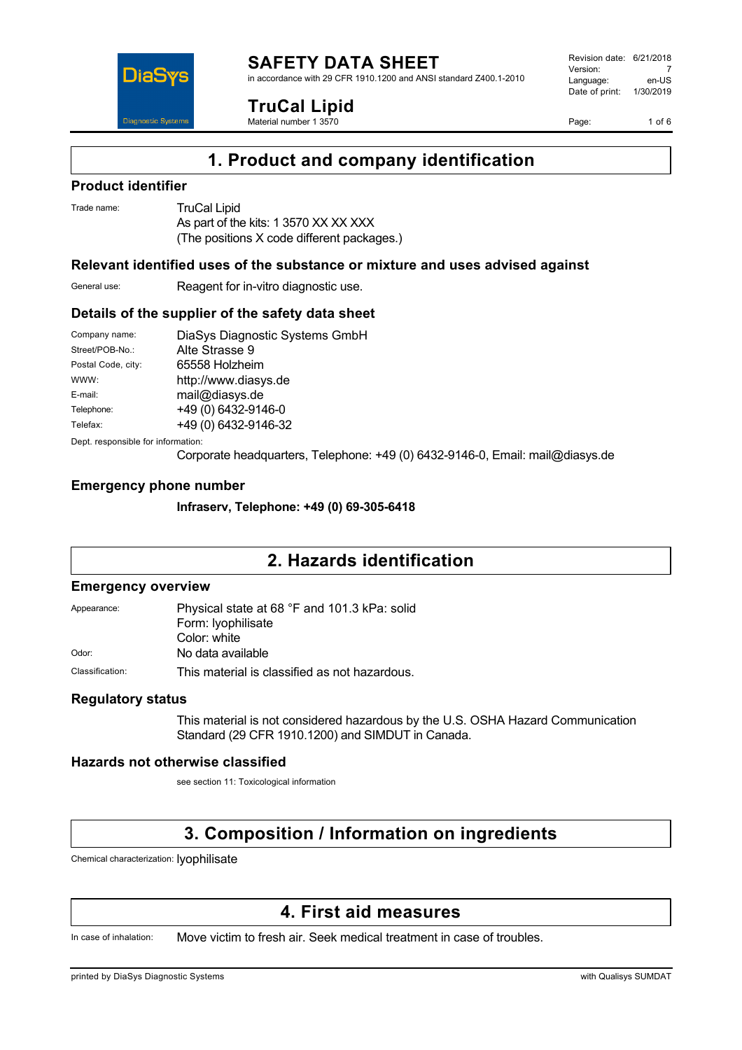# SAFETY DATA SHEET

in accordance with 29 CFR 1910.1200 and ANSI standard Z400.1-2010

**TruCal Lipid**

Material number 1 3570

Revision date: 6/21/2018
Version: 7
Language: en-US
Date of print: 1/30/2019

## 1. Product and company identification

### Product identifier

Trade name: TruCal Lipid
As part of the kits: 1 3570 XX XX XXX
(The positions X code different packages.)

### Relevant identified uses of the substance or mixture and uses advised against

General use: Reagent for in-vitro diagnostic use.

### Details of the supplier of the safety data sheet

Company name: DiaSys Diagnostic Systems GmbH
Street/POB-No.: Alte Strasse 9
Postal Code, city: 65558 Holzheim
WWW: http://www.diasys.de
E-mail: mail@diasys.de
Telephone: +49 (0) 6432-9146-0
Telefax: +49 (0) 6432-9146-32

Dept. responsible for information:
Corporate headquarters, Telephone: +49 (0) 6432-9146-0, Email: mail@diasys.de

### Emergency phone number

**Infraserv, Telephone: +49 (0) 69-305-6418**

## 2. Hazards identification

### Emergency overview

Appearance: Physical state at 68 °F and 101.3 kPa: solid
Form: lyophilisate
Color: white

Odor: No data available

Classification: This material is classified as not hazardous.

### Regulatory status

This material is not considered hazardous by the U.S. OSHA Hazard Communication Standard (29 CFR 1910.1200) and SIMDUT in Canada.

### Hazards not otherwise classified

see section 11: Toxicological information

## 3. Composition / Information on ingredients

Chemical characterization: lyophilisate

## 4. First aid measures

In case of inhalation: Move victim to fresh air. Seek medical treatment in case of troubles.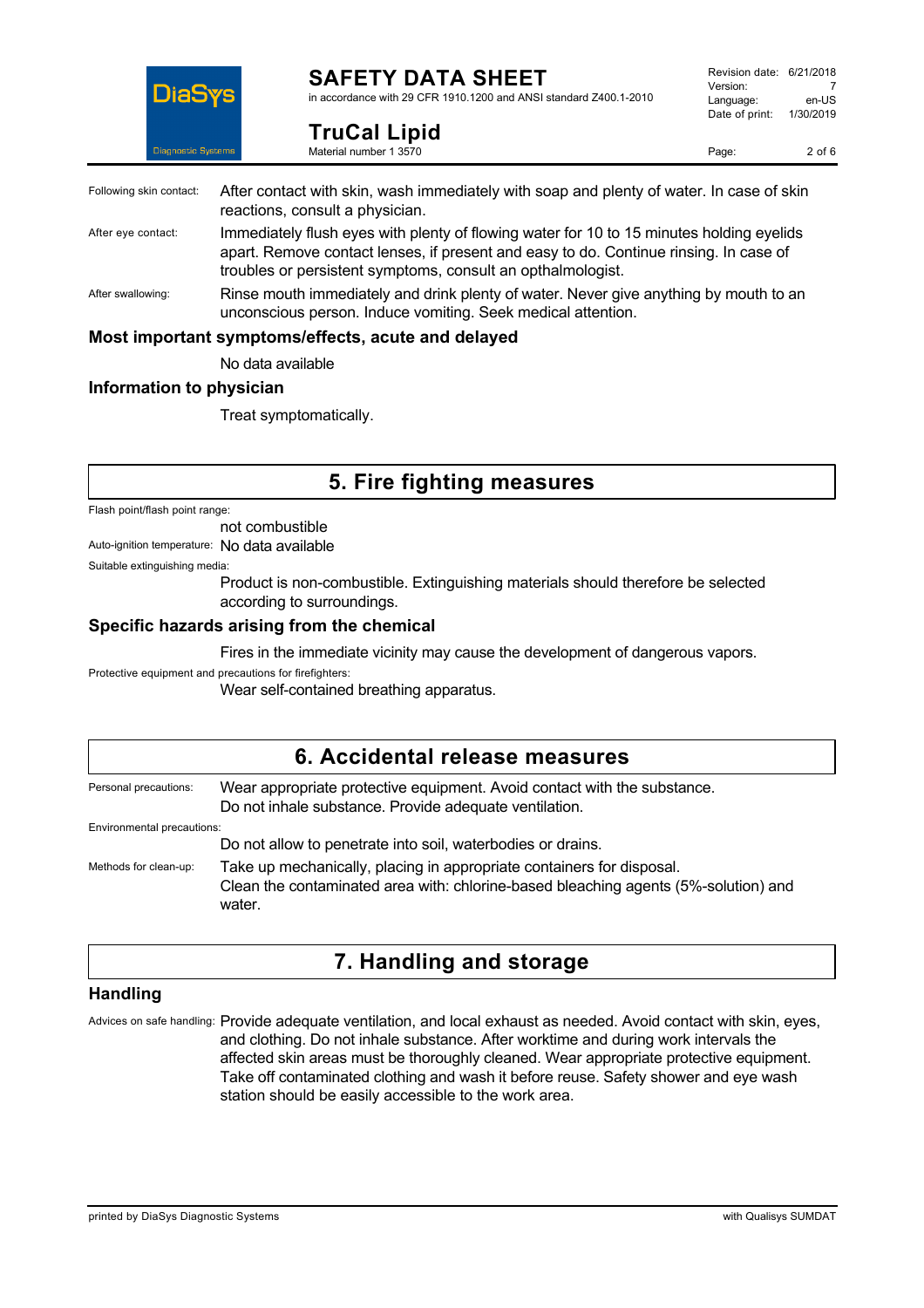**Following skin contact:** After contact with skin, wash immediately with soap and plenty of water. In case of skin reactions, consult a physician.

**After eye contact:** Immediately flush eyes with plenty of flowing water for 10 to 15 minutes holding eyelids apart. Remove contact lenses, if present and easy to do. Continue rinsing. In case of troubles or persistent symptoms, consult an opthalmologist.

**After swallowing:** Rinse mouth immediately and drink plenty of water. Never give anything by mouth to an unconscious person. Induce vomiting. Seek medical attention.

### Most important symptoms/effects, acute and delayed

No data available

### Information to physician

Treat symptomatically.

## 5. Fire fighting measures

**Flash point/flash point range:**
not combustible

**Auto-ignition temperature:** No data available

**Suitable extinguishing media:**
Product is non-combustible. Extinguishing materials should therefore be selected according to surroundings.

### Specific hazards arising from the chemical

Fires in the immediate vicinity may cause the development of dangerous vapors.

**Protective equipment and precautions for firefighters:**
Wear self-contained breathing apparatus.

## 6. Accidental release measures

**Personal precautions:** Wear appropriate protective equipment. Avoid contact with the substance. Do not inhale substance. Provide adequate ventilation.

**Environmental precautions:**
Do not allow to penetrate into soil, waterbodies or drains.

**Methods for clean-up:** Take up mechanically, placing in appropriate containers for disposal. Clean the contaminated area with: chlorine-based bleaching agents (5%-solution) and water.

## 7. Handling and storage

### Handling

**Advices on safe handling:** Provide adequate ventilation, and local exhaust as needed. Avoid contact with skin, eyes, and clothing. Do not inhale substance. After worktime and during work intervals the affected skin areas must be thoroughly cleaned. Wear appropriate protective equipment. Take off contaminated clothing and wash it before reuse. Safety shower and eye wash station should be easily accessible to the work area.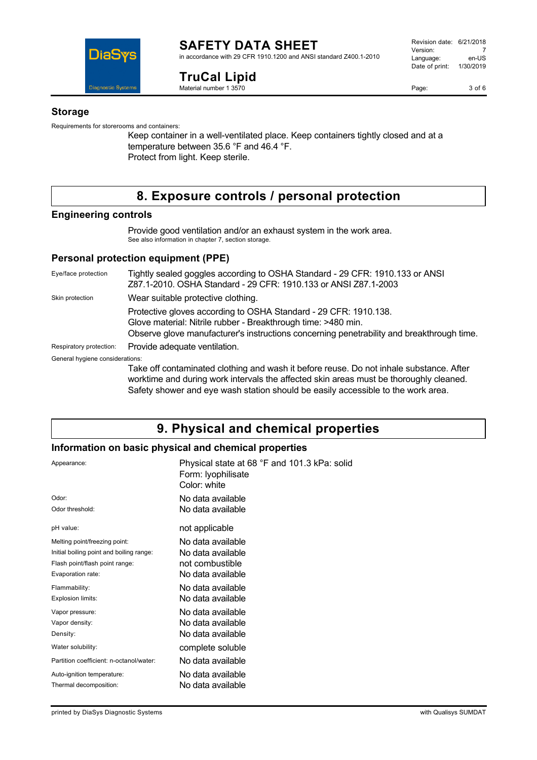## Storage

Requirements for storerooms and containers:

Keep container in a well-ventilated place. Keep containers tightly closed and at a temperature between 35.6 °F and 46.4 °F.
Protect from light. Keep sterile.

# 8. Exposure controls / personal protection

## Engineering controls

Provide good ventilation and/or an exhaust system in the work area.
See also information in chapter 7, section storage.

## Personal protection equipment (PPE)

| | |
|---|---|
| Eye/face protection | Tightly sealed goggles according to OSHA Standard - 29 CFR: 1910.133 or ANSI Z87.1-2010. OSHA Standard - 29 CFR: 1910.133 or ANSI Z87.1-2003 |
| Skin protection | Wear suitable protective clothing. |
| | Protective gloves according to OSHA Standard - 29 CFR: 1910.138.<br>Glove material: Nitrile rubber - Breakthrough time: >480 min.<br>Observe glove manufacturer's instructions concerning penetrability and breakthrough time. |
| Respiratory protection: | Provide adequate ventilation. |

General hygiene considerations:

Take off contaminated clothing and wash it before reuse. Do not inhale substance. After worktime and during work intervals the affected skin areas must be thoroughly cleaned. Safety shower and eye wash station should be easily accessible to the work area.

# 9. Physical and chemical properties

## Information on basic physical and chemical properties

| | |
|---|---|
| Appearance: | Physical state at 68 °F and 101.3 kPa: solid<br>Form: lyophilisate<br>Color: white |
| Odor: | No data available |
| Odor threshold: | No data available |
| pH value: | not applicable |
| Melting point/freezing point: | No data available |
| Initial boiling point and boiling range: | No data available |
| Flash point/flash point range: | not combustible |
| Evaporation rate: | No data available |
| Flammability: | No data available |
| Explosion limits: | No data available |
| Vapor pressure: | No data available |
| Vapor density: | No data available |
| Density: | No data available |
| Water solubility: | complete soluble |
| Partition coefficient: n-octanol/water: | No data available |
| Auto-ignition temperature: | No data available |
| Thermal decomposition: | No data available |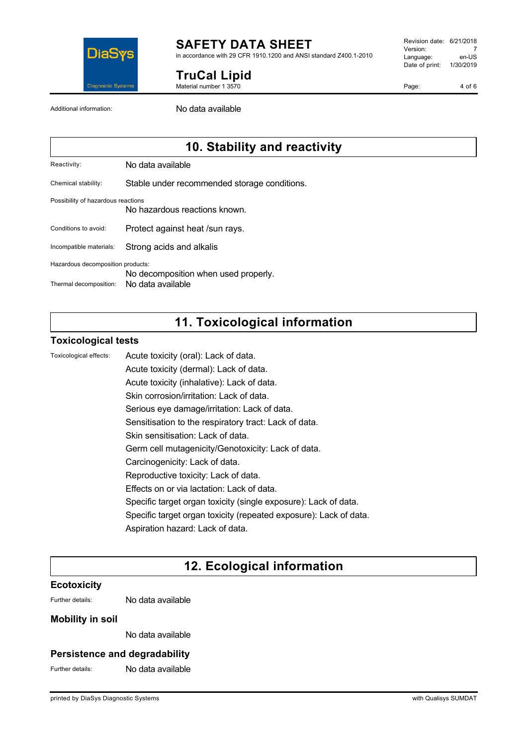Additional information: No data available

## 10. Stability and reactivity

Reactivity: No data available

Chemical stability: Stable under recommended storage conditions.

Possibility of hazardous reactions: No hazardous reactions known.

Conditions to avoid: Protect against heat /sun rays.

Incompatible materials: Strong acids and alkalis

Hazardous decomposition products: No decomposition when used properly.

Thermal decomposition: No data available

## 11. Toxicological information

### Toxicological tests

Toxicological effects:

Acute toxicity (oral): Lack of data.

Acute toxicity (dermal): Lack of data.

Acute toxicity (inhalative): Lack of data.

Skin corrosion/irritation: Lack of data.

Serious eye damage/irritation: Lack of data.

Sensitisation to the respiratory tract: Lack of data.

Skin sensitisation: Lack of data.

Germ cell mutagenicity/Genotoxicity: Lack of data.

Carcinogenicity: Lack of data.

Reproductive toxicity: Lack of data.

Effects on or via lactation: Lack of data.

Specific target organ toxicity (single exposure): Lack of data.

Specific target organ toxicity (repeated exposure): Lack of data.

Aspiration hazard: Lack of data.

## 12. Ecological information

### Ecotoxicity

Further details: No data available

### Mobility in soil

No data available

### Persistence and degradability

Further details: No data available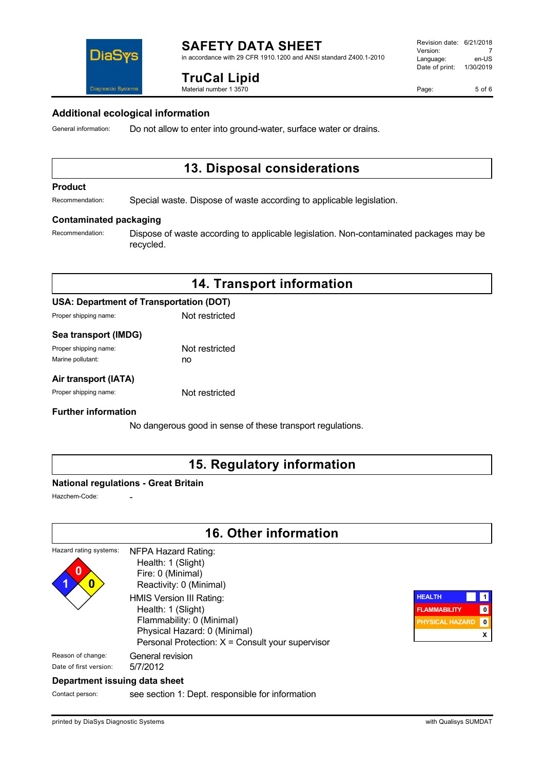## Additional ecological information

General information: Do not allow to enter into ground-water, surface water or drains.

# 13. Disposal considerations

### Product

Recommendation: Special waste. Dispose of waste according to applicable legislation.

### Contaminated packaging

Recommendation: Dispose of waste according to applicable legislation. Non-contaminated packages may be recycled.

# 14. Transport information

### USA: Department of Transportation (DOT)

Proper shipping name: Not restricted

### Sea transport (IMDG)

Proper shipping name: Not restricted

Marine pollutant: no

### Air transport (IATA)

Proper shipping name: Not restricted

### Further information

No dangerous good in sense of these transport regulations.

# 15. Regulatory information

### National regulations - Great Britain

Hazchem-Code: -

# 16. Other information

Hazard rating systems:

NFPA Hazard Rating:
- Health: 1 (Slight)
- Fire: 0 (Minimal)
- Reactivity: 0 (Minimal)

HMIS Version III Rating:
- Health: 1 (Slight)
- Flammability: 0 (Minimal)
- Physical Hazard: 0 (Minimal)
- Personal Protection: X = Consult your supervisor

| HEALTH | 1 |
|---|---|
| FLAMMABILITY | 0 |
| PHYSICAL HAZARD | 0 |
| | X |

Reason of change: General revision

Date of first version: 5/7/2012

### Department issuing data sheet

Contact person: see section 1: Dept. responsible for information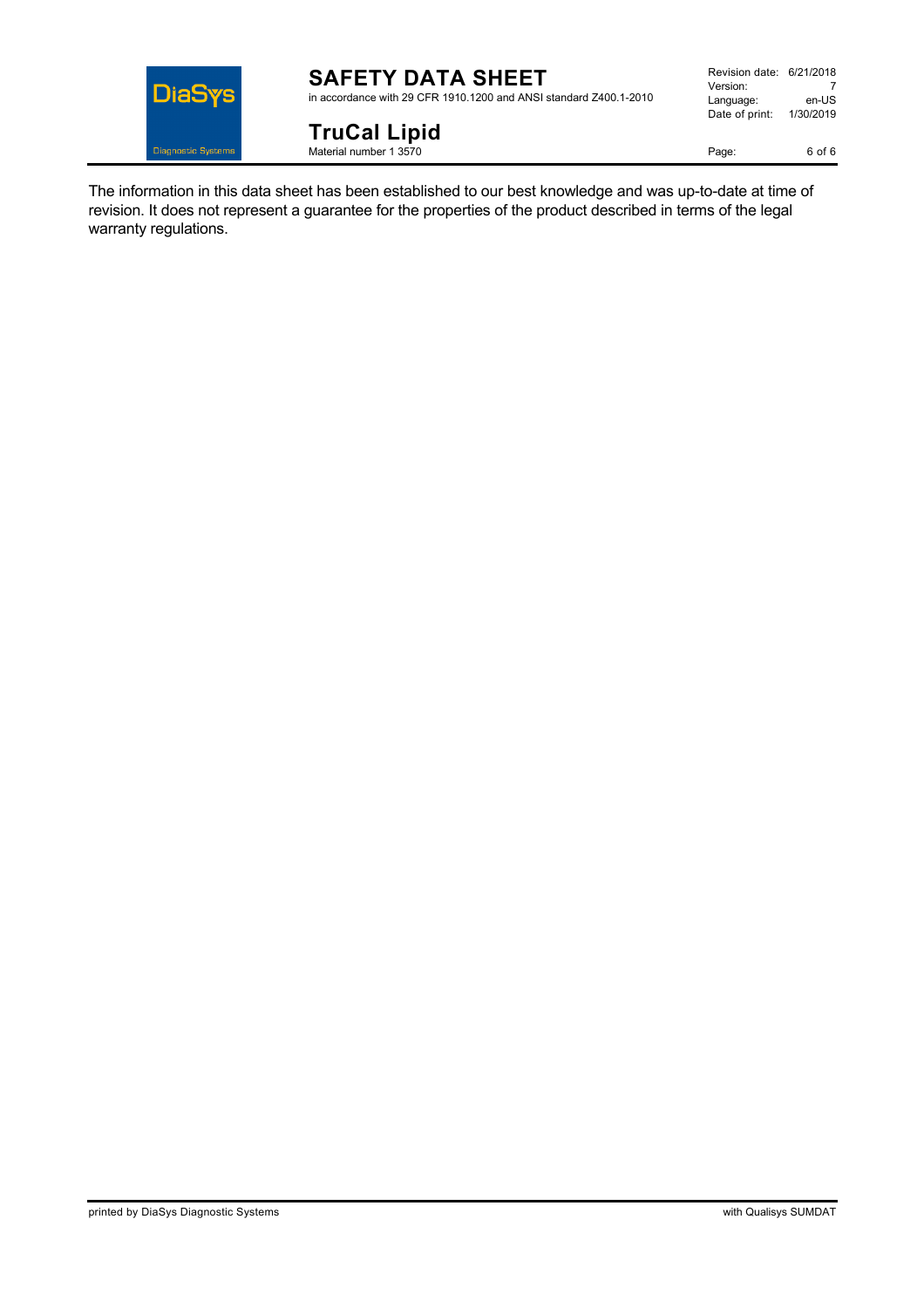The information in this data sheet has been established to our best knowledge and was up-to-date at time of revision. It does not represent a guarantee for the properties of the product described in terms of the legal warranty regulations.